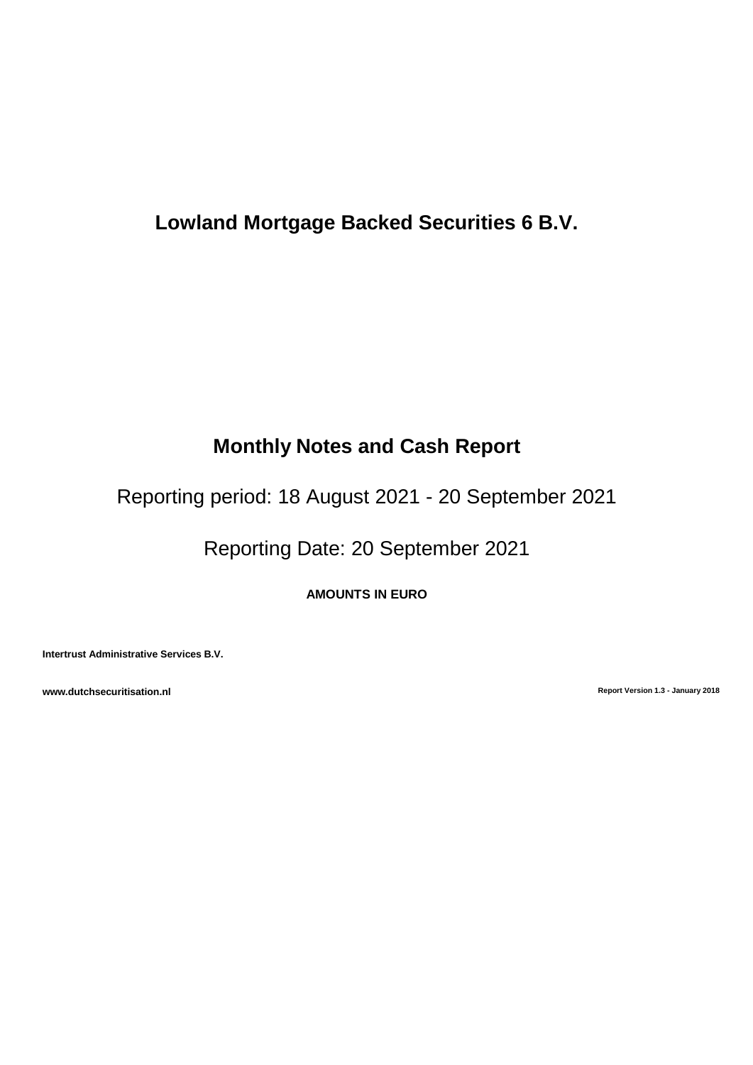# Lowland Mortgage Backed Securities 6 B.V.

## Monthly Notes and Cash Report

Reporting period: 18 August 2021 - 20 September 2021

Reporting Date: 20 September 2021

**AMOUNTS IN EURO**

**Intertrust Administrative Services B.V.**

**www.dutchsecuritisation.nl**

**Report Version 1.3 - January 2018**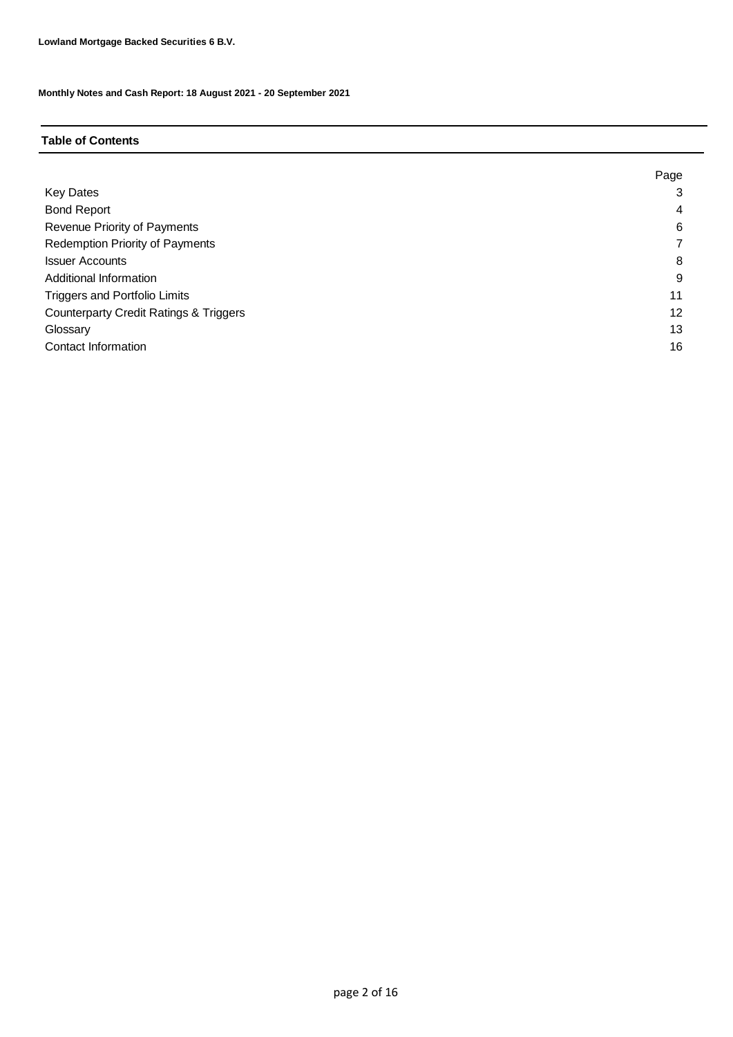**Lowland Mortgage Backed Securities 6 B.V.**

**Monthly Notes and Cash Report: 18 August 2021 - 20 September 2021**

## Table of Contents

| | Page |
|---|---|
| Key Dates | 3 |
| Bond Report | 4 |
| Revenue Priority of Payments | 6 |
| Redemption Priority of Payments | 7 |
| Issuer Accounts | 8 |
| Additional Information | 9 |
| Triggers and Portfolio Limits | 11 |
| Counterparty Credit Ratings & Triggers | 12 |
| Glossary | 13 |
| Contact Information | 16 |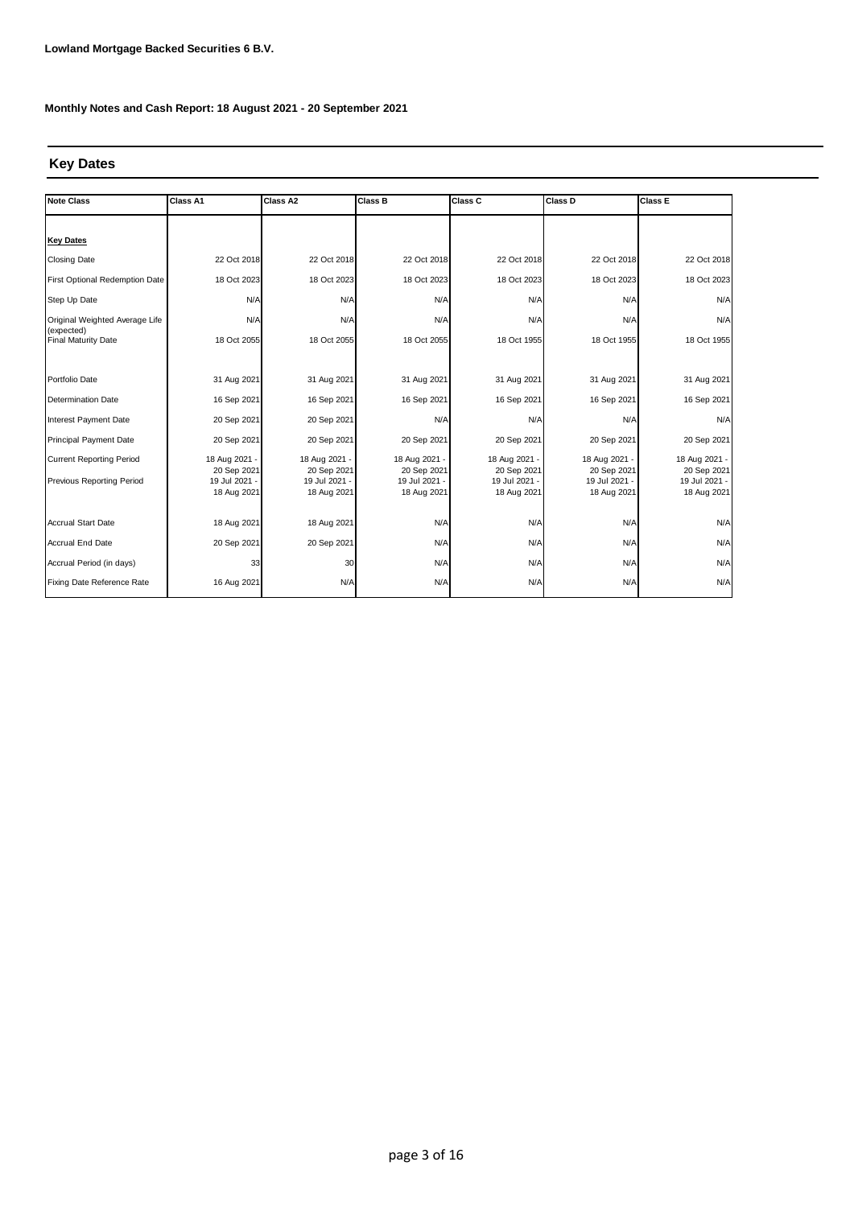**Lowland Mortgage Backed Securities 6 B.V.**

**Monthly Notes and Cash Report: 18 August 2021 - 20 September 2021**

## Key Dates

| Note Class | Class A1 | Class A2 | Class B | Class C | Class D | Class E |
|---|---|---|---|---|---|---|
| **Key Dates** | | | | | | |
| Closing Date | 22 Oct 2018 | 22 Oct 2018 | 22 Oct 2018 | 22 Oct 2018 | 22 Oct 2018 | 22 Oct 2018 |
| First Optional Redemption Date | 18 Oct 2023 | 18 Oct 2023 | 18 Oct 2023 | 18 Oct 2023 | 18 Oct 2023 | 18 Oct 2023 |
| Step Up Date | N/A | N/A | N/A | N/A | N/A | N/A |
| Original Weighted Average Life (expected) | N/A | N/A | N/A | N/A | N/A | N/A |
| Final Maturity Date | 18 Oct 2055 | 18 Oct 2055 | 18 Oct 2055 | 18 Oct 1955 | 18 Oct 1955 | 18 Oct 1955 |
| Portfolio Date | 31 Aug 2021 | 31 Aug 2021 | 31 Aug 2021 | 31 Aug 2021 | 31 Aug 2021 | 31 Aug 2021 |
| Determination Date | 16 Sep 2021 | 16 Sep 2021 | 16 Sep 2021 | 16 Sep 2021 | 16 Sep 2021 | 16 Sep 2021 |
| Interest Payment Date | 20 Sep 2021 | 20 Sep 2021 | N/A | N/A | N/A | N/A |
| Principal Payment Date | 20 Sep 2021 | 20 Sep 2021 | 20 Sep 2021 | 20 Sep 2021 | 20 Sep 2021 | 20 Sep 2021 |
| Current Reporting Period | 18 Aug 2021 - 20 Sep 2021 | 18 Aug 2021 - 20 Sep 2021 | 18 Aug 2021 - 20 Sep 2021 | 18 Aug 2021 - 20 Sep 2021 | 18 Aug 2021 - 20 Sep 2021 | 18 Aug 2021 - 20 Sep 2021 |
| Previous Reporting Period | 19 Jul 2021 - 18 Aug 2021 | 19 Jul 2021 - 18 Aug 2021 | 19 Jul 2021 - 18 Aug 2021 | 19 Jul 2021 - 18 Aug 2021 | 19 Jul 2021 - 18 Aug 2021 | 19 Jul 2021 - 18 Aug 2021 |
| Accrual Start Date | 18 Aug 2021 | 18 Aug 2021 | N/A | N/A | N/A | N/A |
| Accrual End Date | 20 Sep 2021 | 20 Sep 2021 | N/A | N/A | N/A | N/A |
| Accrual Period (in days) | 33 | 30 | N/A | N/A | N/A | N/A |
| Fixing Date Reference Rate | 16 Aug 2021 | N/A | N/A | N/A | N/A | N/A |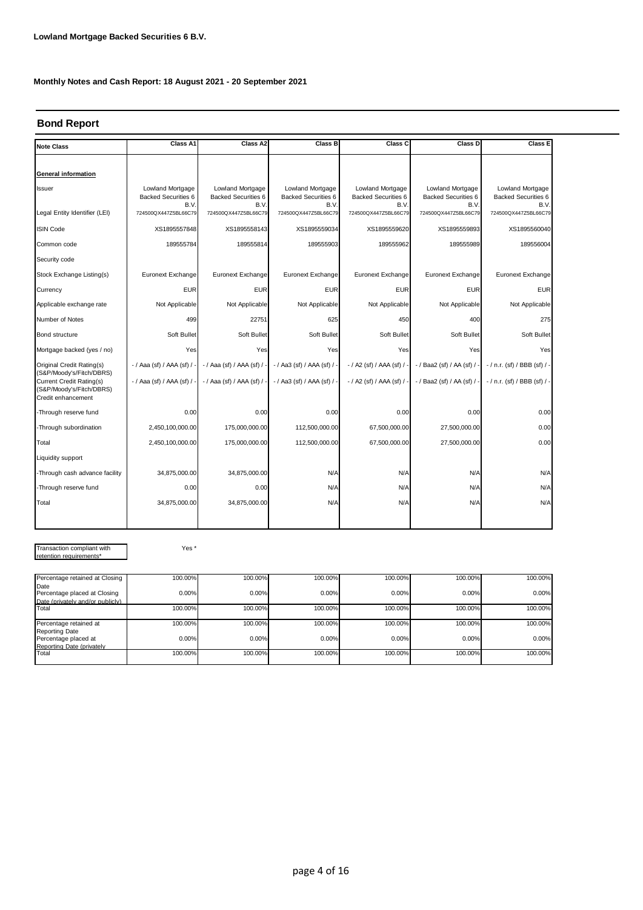**Lowland Mortgage Backed Securities 6 B.V.**

**Monthly Notes and Cash Report: 18 August 2021 - 20 September 2021**

## Bond Report

| Note Class | Class A1 | Class A2 | Class B | Class C | Class D | Class E |
|---|---|---|---|---|---|---|
| **General information** | | | | | | |
| Issuer | Lowland Mortgage Backed Securities 6 B.V. | Lowland Mortgage Backed Securities 6 B.V. | Lowland Mortgage Backed Securities 6 B.V. | Lowland Mortgage Backed Securities 6 B.V. | Lowland Mortgage Backed Securities 6 B.V. | Lowland Mortgage Backed Securities 6 B.V. |
| Legal Entity Identifier (LEI) | 724500QX447Z5BL66C79 | 724500QX447Z5BL66C79 | 724500QX447Z5BL66C79 | 724500QX447Z5BL66C79 | 724500QX447Z5BL66C79 | 724500QX447Z5BL66C79 |
| ISIN Code | XS1895557848 | XS1895558143 | XS1895559034 | XS1895559620 | XS1895559893 | XS1895560040 |
| Common code | 189555784 | 189555814 | 189555903 | 189555962 | 189555989 | 189556004 |
| Security code | | | | | | |
| Stock Exchange Listing(s) | Euronext Exchange | Euronext Exchange | Euronext Exchange | Euronext Exchange | Euronext Exchange | Euronext Exchange |
| Currency | EUR | EUR | EUR | EUR | EUR | EUR |
| Applicable exchange rate | Not Applicable | Not Applicable | Not Applicable | Not Applicable | Not Applicable | Not Applicable |
| Number of Notes | 499 | 22751 | 625 | 450 | 400 | 275 |
| Bond structure | Soft Bullet | Soft Bullet | Soft Bullet | Soft Bullet | Soft Bullet | Soft Bullet |
| Mortgage backed (yes / no) | Yes | Yes | Yes | Yes | Yes | Yes |
| Original Credit Rating(s) (S&P/Moody's/Fitch/DBRS) | - / Aaa (sf) / AAA (sf) / - | - / Aaa (sf) / AAA (sf) / - | - / Aa3 (sf) / AAA (sf) / - | - / A2 (sf) / AAA (sf) / - | - / Baa2 (sf) / AA (sf) / - | - / n.r. (sf) / BBB (sf) / - |
| Current Credit Rating(s) (S&P/Moody's/Fitch/DBRS) | - / Aaa (sf) / AAA (sf) / - | - / Aaa (sf) / AAA (sf) / - | - / Aa3 (sf) / AAA (sf) / - | - / A2 (sf) / AAA (sf) / - | - / Baa2 (sf) / AA (sf) / - | - / n.r. (sf) / BBB (sf) / - |
| Credit enhancement | | | | | | |
| -Through reserve fund | 0.00 | 0.00 | 0.00 | 0.00 | 0.00 | 0.00 |
| -Through subordination | 2,450,100,000.00 | 175,000,000.00 | 112,500,000.00 | 67,500,000.00 | 27,500,000.00 | 0.00 |
| Total | 2,450,100,000.00 | 175,000,000.00 | 112,500,000.00 | 67,500,000.00 | 27,500,000.00 | 0.00 |
| Liquidity support | | | | | | |
| -Through cash advance facility | 34,875,000.00 | 34,875,000.00 | N/A | N/A | N/A | N/A |
| -Through reserve fund | 0.00 | 0.00 | N/A | N/A | N/A | N/A |
| Total | 34,875,000.00 | 34,875,000.00 | N/A | N/A | N/A | N/A |

Transaction compliant with retention requirements*: Yes *

| | Class A1 | Class A2 | Class B | Class C | Class D | Class E |
|---|---|---|---|---|---|---|
| Percentage retained at Closing Date | 100.00% | 100.00% | 100.00% | 100.00% | 100.00% | 100.00% |
| Percentage placed at Closing Date (privately and/or publicly) | 0.00% | 0.00% | 0.00% | 0.00% | 0.00% | 0.00% |
| Total | 100.00% | 100.00% | 100.00% | 100.00% | 100.00% | 100.00% |
| Percentage retained at Reporting Date | 100.00% | 100.00% | 100.00% | 100.00% | 100.00% | 100.00% |
| Percentage placed at Reporting Date (privately | 0.00% | 0.00% | 0.00% | 0.00% | 0.00% | 0.00% |
| Total | 100.00% | 100.00% | 100.00% | 100.00% | 100.00% | 100.00% |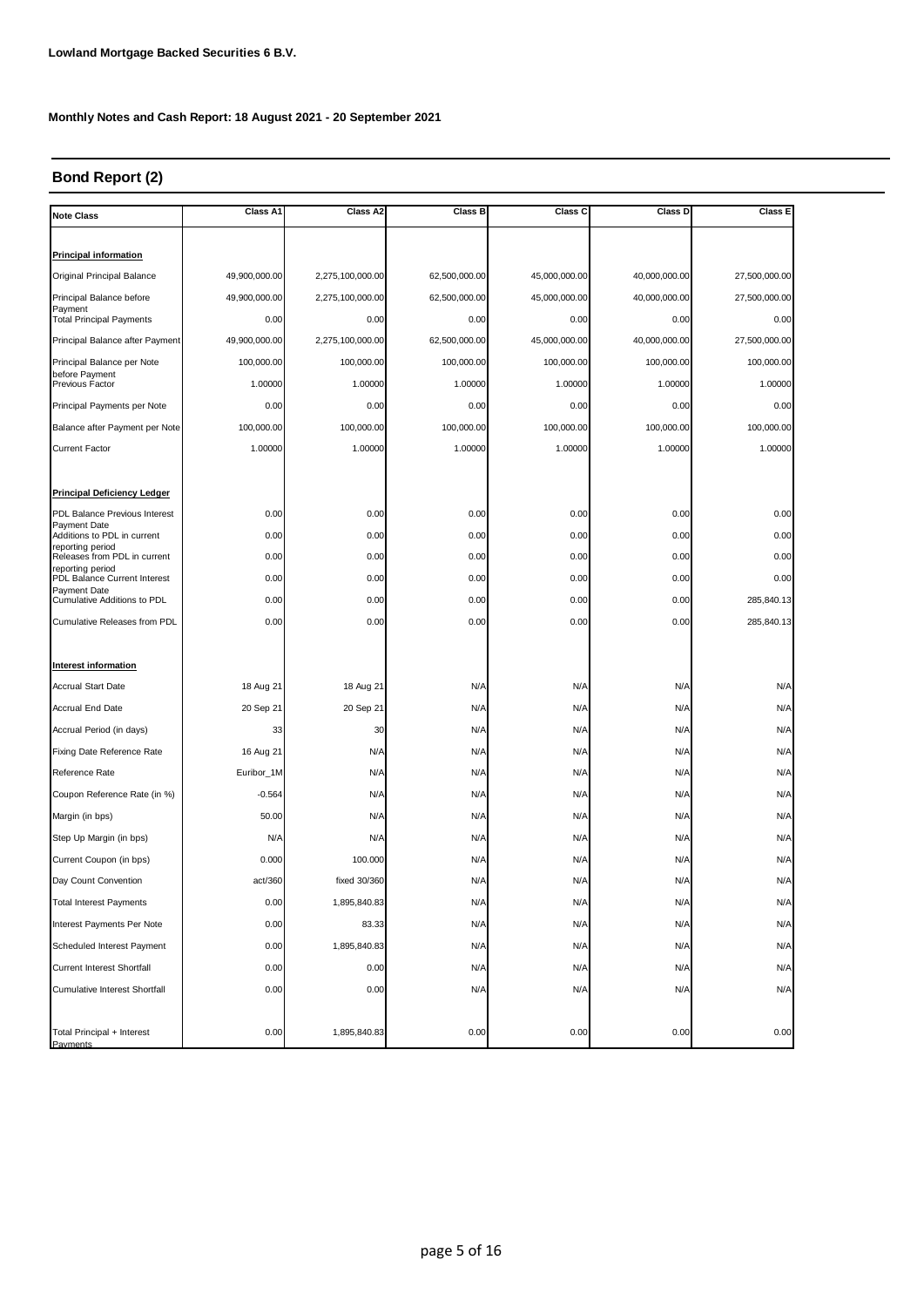**Lowland Mortgage Backed Securities 6 B.V.**

**Monthly Notes and Cash Report: 18 August 2021 - 20 September 2021**

## Bond Report (2)

| Note Class | Class A1 | Class A2 | Class B | Class C | Class D | Class E |
|---|---|---|---|---|---|---|
| **Principal information** | | | | | | |
| Original Principal Balance | 49,900,000.00 | 2,275,100,000.00 | 62,500,000.00 | 45,000,000.00 | 40,000,000.00 | 27,500,000.00 |
| Principal Balance before Payment | 49,900,000.00 | 2,275,100,000.00 | 62,500,000.00 | 45,000,000.00 | 40,000,000.00 | 27,500,000.00 |
| Total Principal Payments | 0.00 | 0.00 | 0.00 | 0.00 | 0.00 | 0.00 |
| Principal Balance after Payment | 49,900,000.00 | 2,275,100,000.00 | 62,500,000.00 | 45,000,000.00 | 40,000,000.00 | 27,500,000.00 |
| Principal Balance per Note before Payment | 100,000.00 | 100,000.00 | 100,000.00 | 100,000.00 | 100,000.00 | 100,000.00 |
| Previous Factor | 1.00000 | 1.00000 | 1.00000 | 1.00000 | 1.00000 | 1.00000 |
| Principal Payments per Note | 0.00 | 0.00 | 0.00 | 0.00 | 0.00 | 0.00 |
| Balance after Payment per Note | 100,000.00 | 100,000.00 | 100,000.00 | 100,000.00 | 100,000.00 | 100,000.00 |
| Current Factor | 1.00000 | 1.00000 | 1.00000 | 1.00000 | 1.00000 | 1.00000 |
| **Principal Deficiency Ledger** | | | | | | |
| PDL Balance Previous Interest Payment Date | 0.00 | 0.00 | 0.00 | 0.00 | 0.00 | 0.00 |
| Additions to PDL in current reporting period | 0.00 | 0.00 | 0.00 | 0.00 | 0.00 | 0.00 |
| Releases from PDL in current reporting period | 0.00 | 0.00 | 0.00 | 0.00 | 0.00 | 0.00 |
| PDL Balance Current Interest Payment Date | 0.00 | 0.00 | 0.00 | 0.00 | 0.00 | 0.00 |
| Cumulative Additions to PDL | 0.00 | 0.00 | 0.00 | 0.00 | 0.00 | 285,840.13 |
| Cumulative Releases from PDL | 0.00 | 0.00 | 0.00 | 0.00 | 0.00 | 285,840.13 |
| **Interest information** | | | | | | |
| Accrual Start Date | 18 Aug 21 | 18 Aug 21 | N/A | N/A | N/A | N/A |
| Accrual End Date | 20 Sep 21 | 20 Sep 21 | N/A | N/A | N/A | N/A |
| Accrual Period (in days) | 33 | 30 | N/A | N/A | N/A | N/A |
| Fixing Date Reference Rate | 16 Aug 21 | N/A | N/A | N/A | N/A | N/A |
| Reference Rate | Euribor_1M | N/A | N/A | N/A | N/A | N/A |
| Coupon Reference Rate (in %) | -0.564 | N/A | N/A | N/A | N/A | N/A |
| Margin (in bps) | 50.00 | N/A | N/A | N/A | N/A | N/A |
| Step Up Margin (in bps) | N/A | N/A | N/A | N/A | N/A | N/A |
| Current Coupon (in bps) | 0.000 | 100.000 | N/A | N/A | N/A | N/A |
| Day Count Convention | act/360 | fixed 30/360 | N/A | N/A | N/A | N/A |
| Total Interest Payments | 0.00 | 1,895,840.83 | N/A | N/A | N/A | N/A |
| Interest Payments Per Note | 0.00 | 83.33 | N/A | N/A | N/A | N/A |
| Scheduled Interest Payment | 0.00 | 1,895,840.83 | N/A | N/A | N/A | N/A |
| Current Interest Shortfall | 0.00 | 0.00 | N/A | N/A | N/A | N/A |
| Cumulative Interest Shortfall | 0.00 | 0.00 | N/A | N/A | N/A | N/A |
| Total Principal + Interest Payments | 0.00 | 1,895,840.83 | 0.00 | 0.00 | 0.00 | 0.00 |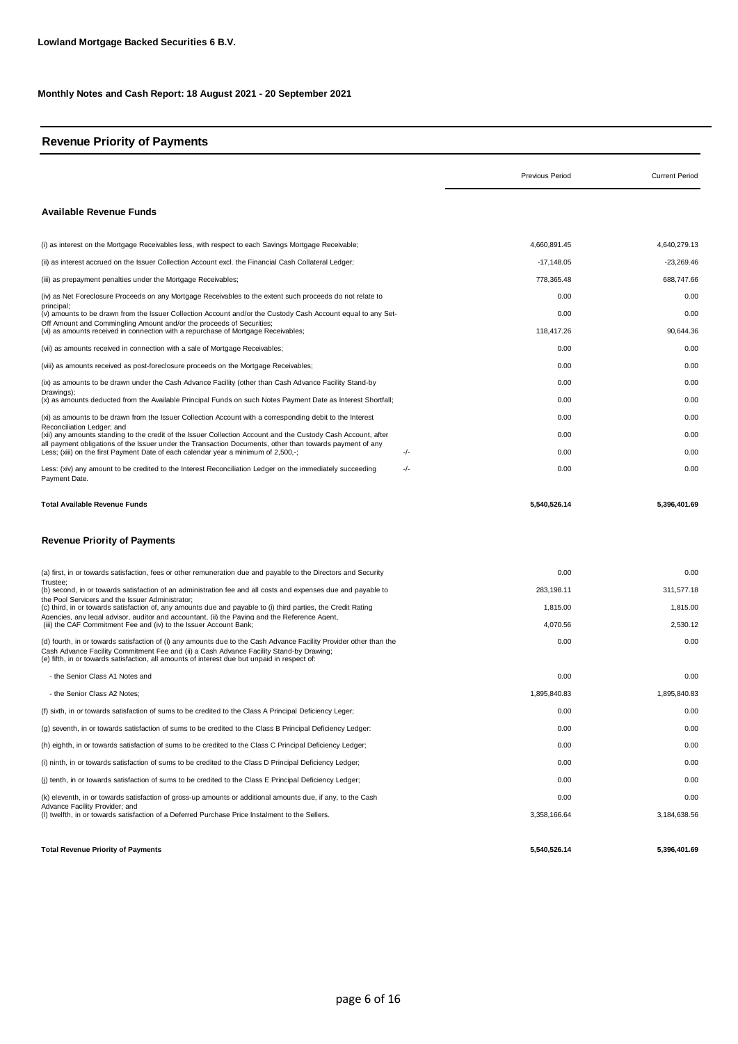**Lowland Mortgage Backed Securities 6 B.V.**

**Monthly Notes and Cash Report: 18 August 2021 - 20 September 2021**

## Revenue Priority of Payments

| | | Previous Period | Current Period |
|---|---|---|---|
| **Available Revenue Funds** | | | |
| (i) as interest on the Mortgage Receivables less, with respect to each Savings Mortgage Receivable; | | 4,660,891.45 | 4,640,279.13 |
| (ii) as interest accrued on the Issuer Collection Account excl. the Financial Cash Collateral Ledger; | | -17,148.05 | -23,269.46 |
| (iii) as prepayment penalties under the Mortgage Receivables; | | 778,365.48 | 688,747.66 |
| (iv) as Net Foreclosure Proceeds on any Mortgage Receivables to the extent such proceeds do not relate to principal; | | 0.00 | 0.00 |
| (v) amounts to be drawn from the Issuer Collection Account and/or the Custody Cash Account equal to any Set-Off Amount and Commingling Amount and/or the proceeds of Securities; | | 0.00 | 0.00 |
| (vi) as amounts received in connection with a repurchase of Mortgage Receivables; | | 118,417.26 | 90,644.36 |
| (vii) as amounts received in connection with a sale of Mortgage Receivables; | | 0.00 | 0.00 |
| (viii) as amounts received as post-foreclosure proceeds on the Mortgage Receivables; | | 0.00 | 0.00 |
| (ix) as amounts to be drawn under the Cash Advance Facility (other than Cash Advance Facility Stand-by Drawings); | | 0.00 | 0.00 |
| (x) as amounts deducted from the Available Principal Funds on such Notes Payment Date as Interest Shortfall; | | 0.00 | 0.00 |
| (xi) as amounts to be drawn from the Issuer Collection Account with a corresponding debit to the Interest Reconciliation Ledger; and | | 0.00 | 0.00 |
| (xii) any amounts standing to the credit of the Issuer Collection Account and the Custody Cash Account, after all payment obligations of the Issuer under the Transaction Documents, other than towards payment of any | | 0.00 | 0.00 |
| Less; (xiii) on the first Payment Date of each calendar year a minimum of 2,500,-; | -/- | 0.00 | 0.00 |
| Less: (xiv) any amount to be credited to the Interest Reconciliation Ledger on the immediately succeeding Payment Date. | -/- | 0.00 | 0.00 |
| **Total Available Revenue Funds** | | **5,540,526.14** | **5,396,401.69** |

## Revenue Priority of Payments

| | Previous Period | Current Period |
|---|---|---|
| (a) first, in or towards satisfaction, fees or other remuneration due and payable to the Directors and Security Trustee; | 0.00 | 0.00 |
| (b) second, in or towards satisfaction of an administration fee and all costs and expenses due and payable to the Pool Servicers and the Issuer Administrator; | 283,198.11 | 311,577.18 |
| (c) third, in or towards satisfaction of, any amounts due and payable to (i) third parties, the Credit Rating Agencies, any legal advisor, auditor and accountant, (ii) the Paying and the Reference Agent, | 1,815.00 | 1,815.00 |
| (iii) the CAF Commitment Fee and (iv) to the Issuer Account Bank; | 4,070.56 | 2,530.12 |
| (d) fourth, in or towards satisfaction of (i) any amounts due to the Cash Advance Facility Provider other than the Cash Advance Facility Commitment Fee and (ii) a Cash Advance Facility Stand-by Drawing; | 0.00 | 0.00 |
| (e) fifth, in or towards satisfaction, all amounts of interest due but unpaid in respect of: | | |
| - the Senior Class A1 Notes and | 0.00 | 0.00 |
| - the Senior Class A2 Notes; | 1,895,840.83 | 1,895,840.83 |
| (f) sixth, in or towards satisfaction of sums to be credited to the Class A Principal Deficiency Leger; | 0.00 | 0.00 |
| (g) seventh, in or towards satisfaction of sums to be credited to the Class B Principal Deficiency Ledger: | 0.00 | 0.00 |
| (h) eighth, in or towards satisfaction of sums to be credited to the Class C Principal Deficiency Ledger; | 0.00 | 0.00 |
| (i) ninth, in or towards satisfaction of sums to be credited to the Class D Principal Deficiency Ledger; | 0.00 | 0.00 |
| (j) tenth, in or towards satisfaction of sums to be credited to the Class E Principal Deficiency Ledger; | 0.00 | 0.00 |
| (k) eleventh, in or towards satisfaction of gross-up amounts or additional amounts due, if any, to the Cash Advance Facility Provider; and | 0.00 | 0.00 |
| (l) twelfth, in or towards satisfaction of a Deferred Purchase Price Instalment to the Sellers. | 3,358,166.64 | 3,184,638.56 |
| **Total Revenue Priority of Payments** | **5,540,526.14** | **5,396,401.69** |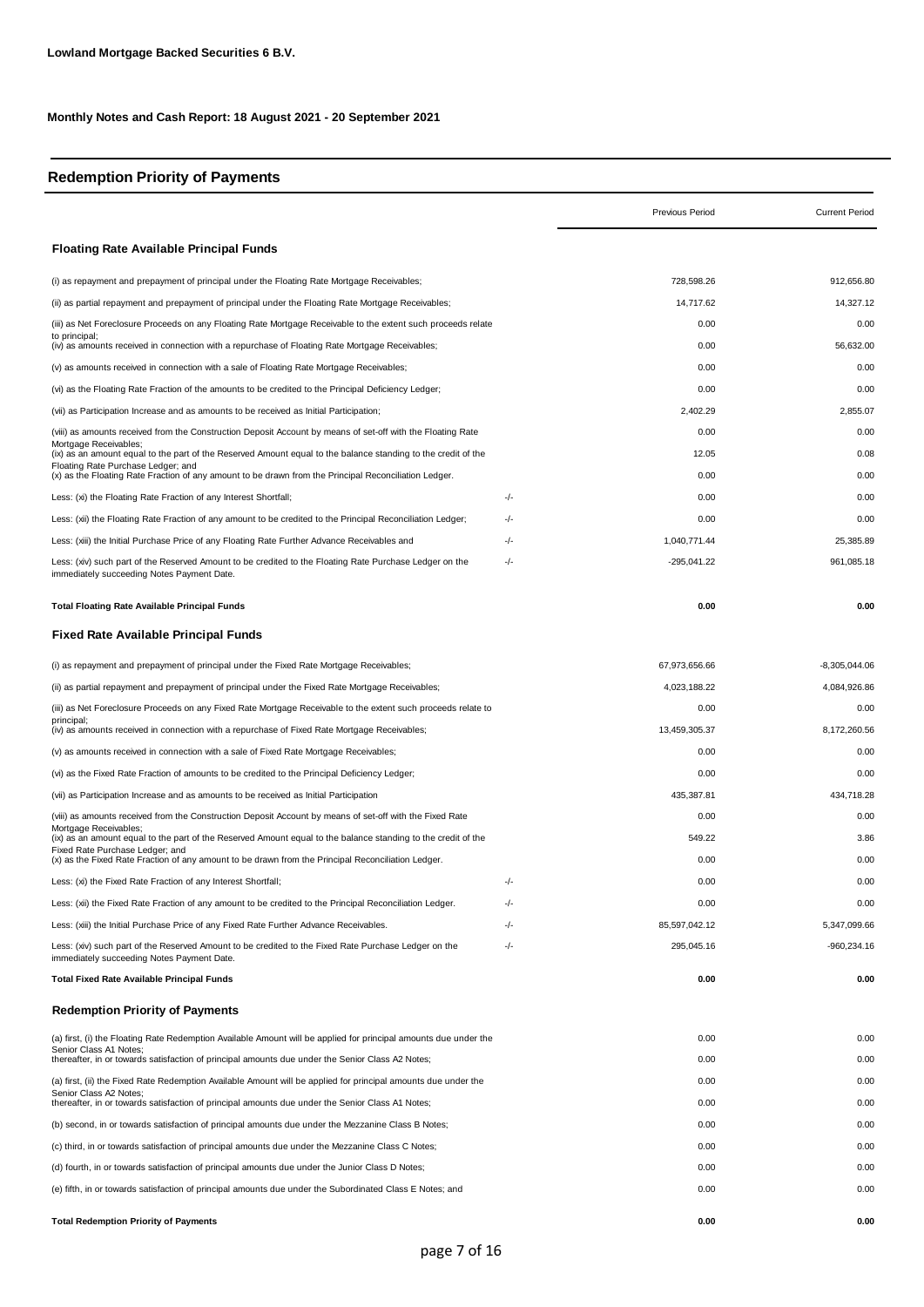**Lowland Mortgage Backed Securities 6 B.V.**

**Monthly Notes and Cash Report: 18 August 2021 - 20 September 2021**

## Redemption Priority of Payments

| | | Previous Period | Current Period |
|---|---|---|---|
| **Floating Rate Available Principal Funds** | | | |
| (i) as repayment and prepayment of principal under the Floating Rate Mortgage Receivables; | | 728,598.26 | 912,656.80 |
| (ii) as partial repayment and prepayment of principal under the Floating Rate Mortgage Receivables; | | 14,717.62 | 14,327.12 |
| (iii) as Net Foreclosure Proceeds on any Floating Rate Mortgage Receivable to the extent such proceeds relate to principal; | | 0.00 | 0.00 |
| (iv) as amounts received in connection with a repurchase of Floating Rate Mortgage Receivables; | | 0.00 | 56,632.00 |
| (v) as amounts received in connection with a sale of Floating Rate Mortgage Receivables; | | 0.00 | 0.00 |
| (vi) as the Floating Rate Fraction of the amounts to be credited to the Principal Deficiency Ledger; | | 0.00 | 0.00 |
| (vii) as Participation Increase and as amounts to be received as Initial Participation; | | 2,402.29 | 2,855.07 |
| (viii) as amounts received from the Construction Deposit Account by means of set-off with the Floating Rate Mortgage Receivables; | | 0.00 | 0.00 |
| (ix) as an amount equal to the part of the Reserved Amount equal to the balance standing to the credit of the Floating Rate Purchase Ledger; and | | 12.05 | 0.08 |
| (x) as the Floating Rate Fraction of any amount to be drawn from the Principal Reconciliation Ledger. | | 0.00 | 0.00 |
| Less: (xi) the Floating Rate Fraction of any Interest Shortfall; | -/- | 0.00 | 0.00 |
| Less: (xii) the Floating Rate Fraction of any amount to be credited to the Principal Reconciliation Ledger; | -/- | 0.00 | 0.00 |
| Less: (xiii) the Initial Purchase Price of any Floating Rate Further Advance Receivables and | -/- | 1,040,771.44 | 25,385.89 |
| Less: (xiv) such part of the Reserved Amount to be credited to the Floating Rate Purchase Ledger on the immediately succeeding Notes Payment Date. | -/- | -295,041.22 | 961,085.18 |
| **Total Floating Rate Available Principal Funds** | | **0.00** | **0.00** |
| **Fixed Rate Available Principal Funds** | | | |
| (i) as repayment and prepayment of principal under the Fixed Rate Mortgage Receivables; | | 67,973,656.66 | -8,305,044.06 |
| (ii) as partial repayment and prepayment of principal under the Fixed Rate Mortgage Receivables; | | 4,023,188.22 | 4,084,926.86 |
| (iii) as Net Foreclosure Proceeds on any Fixed Rate Mortgage Receivable to the extent such proceeds relate to principal; | | 0.00 | 0.00 |
| (iv) as amounts received in connection with a repurchase of Fixed Rate Mortgage Receivables; | | 13,459,305.37 | 8,172,260.56 |
| (v) as amounts received in connection with a sale of Fixed Rate Mortgage Receivables; | | 0.00 | 0.00 |
| (vi) as the Fixed Rate Fraction of amounts to be credited to the Principal Deficiency Ledger; | | 0.00 | 0.00 |
| (vii) as Participation Increase and as amounts to be received as Initial Participation | | 435,387.81 | 434,718.28 |
| (viii) as amounts received from the Construction Deposit Account by means of set-off with the Fixed Rate Mortgage Receivables; | | 0.00 | 0.00 |
| (ix) as an amount equal to the part of the Reserved Amount equal to the balance standing to the credit of the Fixed Rate Purchase Ledger; and | | 549.22 | 3.86 |
| (x) as the Fixed Rate Fraction of any amount to be drawn from the Principal Reconciliation Ledger. | | 0.00 | 0.00 |
| Less: (xi) the Fixed Rate Fraction of any Interest Shortfall; | -/- | 0.00 | 0.00 |
| Less: (xii) the Fixed Rate Fraction of any amount to be credited to the Principal Reconciliation Ledger. | -/- | 0.00 | 0.00 |
| Less: (xiii) the Initial Purchase Price of any Fixed Rate Further Advance Receivables. | -/- | 85,597,042.12 | 5,347,099.66 |
| Less: (xiv) such part of the Reserved Amount to be credited to the Fixed Rate Purchase Ledger on the immediately succeeding Notes Payment Date. | -/- | 295,045.16 | -960,234.16 |
| **Total Fixed Rate Available Principal Funds** | | **0.00** | **0.00** |
| **Redemption Priority of Payments** | | | |
| (a) first, (i) the Floating Rate Redemption Available Amount will be applied for principal amounts due under the Senior Class A1 Notes; | | 0.00 | 0.00 |
| thereafter, in or towards satisfaction of principal amounts due under the Senior Class A2 Notes; | | 0.00 | 0.00 |
| (a) first, (ii) the Fixed Rate Redemption Available Amount will be applied for principal amounts due under the Senior Class A2 Notes; | | 0.00 | 0.00 |
| thereafter, in or towards satisfaction of principal amounts due under the Senior Class A1 Notes; | | 0.00 | 0.00 |
| (b) second, in or towards satisfaction of principal amounts due under the Mezzanine Class B Notes; | | 0.00 | 0.00 |
| (c) third, in or towards satisfaction of principal amounts due under the Mezzanine Class C Notes; | | 0.00 | 0.00 |
| (d) fourth, in or towards satisfaction of principal amounts due under the Junior Class D Notes; | | 0.00 | 0.00 |
| (e) fifth, in or towards satisfaction of principal amounts due under the Subordinated Class E Notes; and | | 0.00 | 0.00 |
| **Total Redemption Priority of Payments** | | **0.00** | **0.00** |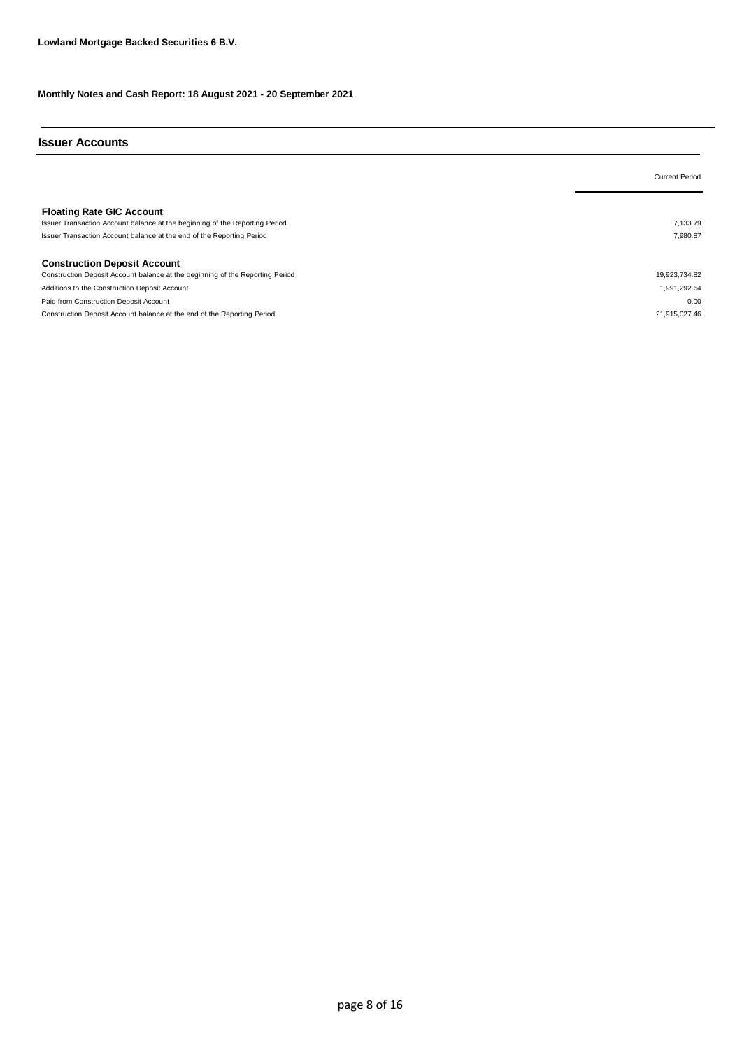**Lowland Mortgage Backed Securities 6 B.V.**

**Monthly Notes and Cash Report: 18 August 2021 - 20 September 2021**

## Issuer Accounts

| | Current Period |
|---|---|
| **Floating Rate GIC Account** | |
| Issuer Transaction Account balance at the beginning of the Reporting Period | 7,133.79 |
| Issuer Transaction Account balance at the end of the Reporting Period | 7,980.87 |
| | |
| **Construction Deposit Account** | |
| Construction Deposit Account balance at the beginning of the Reporting Period | 19,923,734.82 |
| Additions to the Construction Deposit Account | 1,991,292.64 |
| Paid from Construction Deposit Account | 0.00 |
| Construction Deposit Account balance at the end of the Reporting Period | 21,915,027.46 |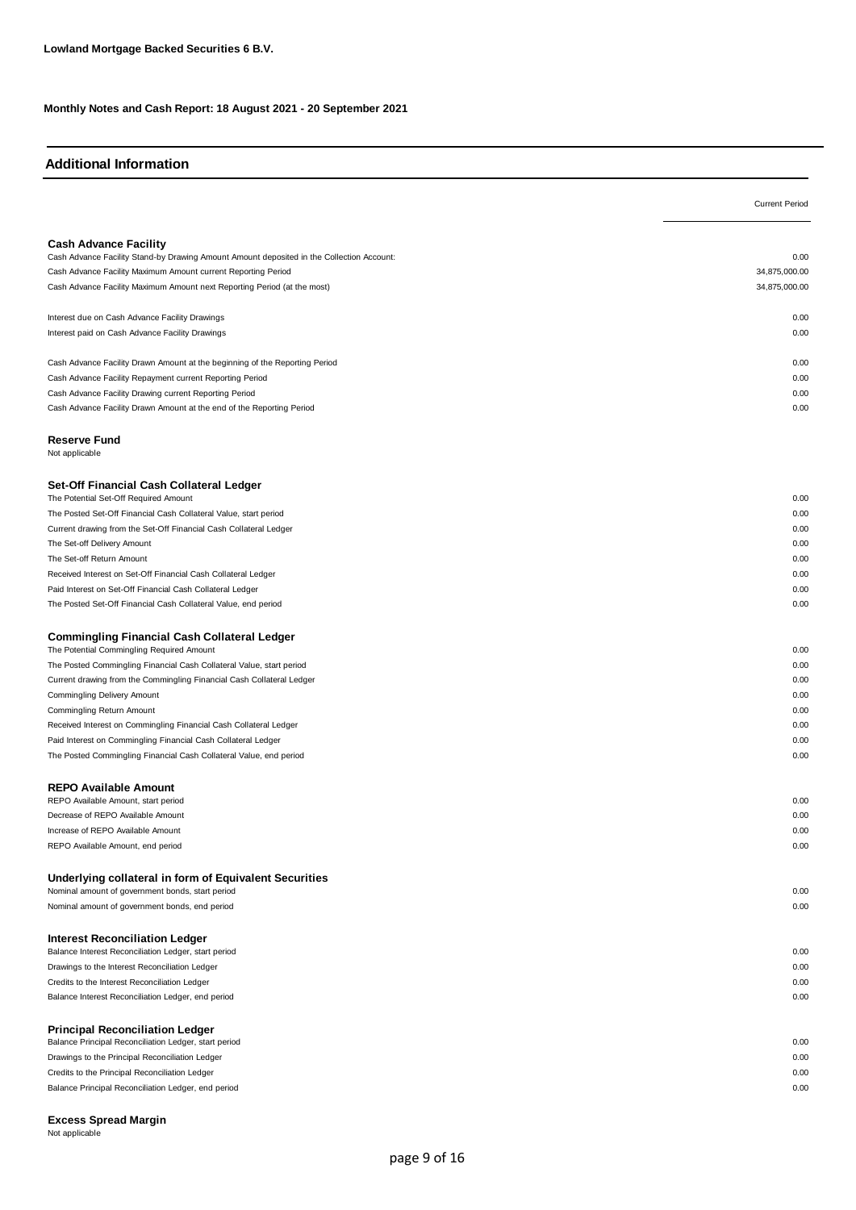**Lowland Mortgage Backed Securities 6 B.V.**

**Monthly Notes and Cash Report: 18 August 2021 - 20 September 2021**

## Additional Information

| | Current Period |
|---|---|
| **Cash Advance Facility** | |
| Cash Advance Facility Stand-by Drawing Amount Amount deposited in the Collection Account: | 0.00 |
| Cash Advance Facility Maximum Amount current Reporting Period | 34,875,000.00 |
| Cash Advance Facility Maximum Amount next Reporting Period (at the most) | 34,875,000.00 |
| | |
| Interest due on Cash Advance Facility Drawings | 0.00 |
| Interest paid on Cash Advance Facility Drawings | 0.00 |
| | |
| Cash Advance Facility Drawn Amount at the beginning of the Reporting Period | 0.00 |
| Cash Advance Facility Repayment current Reporting Period | 0.00 |
| Cash Advance Facility Drawing current Reporting Period | 0.00 |
| Cash Advance Facility Drawn Amount at the end of the Reporting Period | 0.00 |
| | |
| **Reserve Fund** | |
| Not applicable | |
| | |
| **Set-Off Financial Cash Collateral Ledger** | |
| The Potential Set-Off Required Amount | 0.00 |
| The Posted Set-Off Financial Cash Collateral Value, start period | 0.00 |
| Current drawing from the Set-Off Financial Cash Collateral Ledger | 0.00 |
| The Set-off Delivery Amount | 0.00 |
| The Set-off Return Amount | 0.00 |
| Received Interest on Set-Off Financial Cash Collateral Ledger | 0.00 |
| Paid Interest on Set-Off Financial Cash Collateral Ledger | 0.00 |
| The Posted Set-Off Financial Cash Collateral Value, end period | 0.00 |
| | |
| **Commingling Financial Cash Collateral Ledger** | |
| The Potential Commingling Required Amount | 0.00 |
| The Posted Commingling Financial Cash Collateral Value, start period | 0.00 |
| Current drawing from the Commingling Financial Cash Collateral Ledger | 0.00 |
| Commingling Delivery Amount | 0.00 |
| Commingling Return Amount | 0.00 |
| Received Interest on Commingling Financial Cash Collateral Ledger | 0.00 |
| Paid Interest on Commingling Financial Cash Collateral Ledger | 0.00 |
| The Posted Commingling Financial Cash Collateral Value, end period | 0.00 |
| | |
| **REPO Available Amount** | |
| REPO Available Amount, start period | 0.00 |
| Decrease of REPO Available Amount | 0.00 |
| Increase of REPO Available Amount | 0.00 |
| REPO Available Amount, end period | 0.00 |
| | |
| **Underlying collateral in form of Equivalent Securities** | |
| Nominal amount of government bonds, start period | 0.00 |
| Nominal amount of government bonds, end period | 0.00 |
| | |
| **Interest Reconciliation Ledger** | |
| Balance Interest Reconciliation Ledger, start period | 0.00 |
| Drawings to the Interest Reconciliation Ledger | 0.00 |
| Credits to the Interest Reconciliation Ledger | 0.00 |
| Balance Interest Reconciliation Ledger, end period | 0.00 |
| | |
| **Principal Reconciliation Ledger** | |
| Balance Principal Reconciliation Ledger, start period | 0.00 |
| Drawings to the Principal Reconciliation Ledger | 0.00 |
| Credits to the Principal Reconciliation Ledger | 0.00 |
| Balance Principal Reconciliation Ledger, end period | 0.00 |
| | |
| **Excess Spread Margin** | |
| Not applicable | |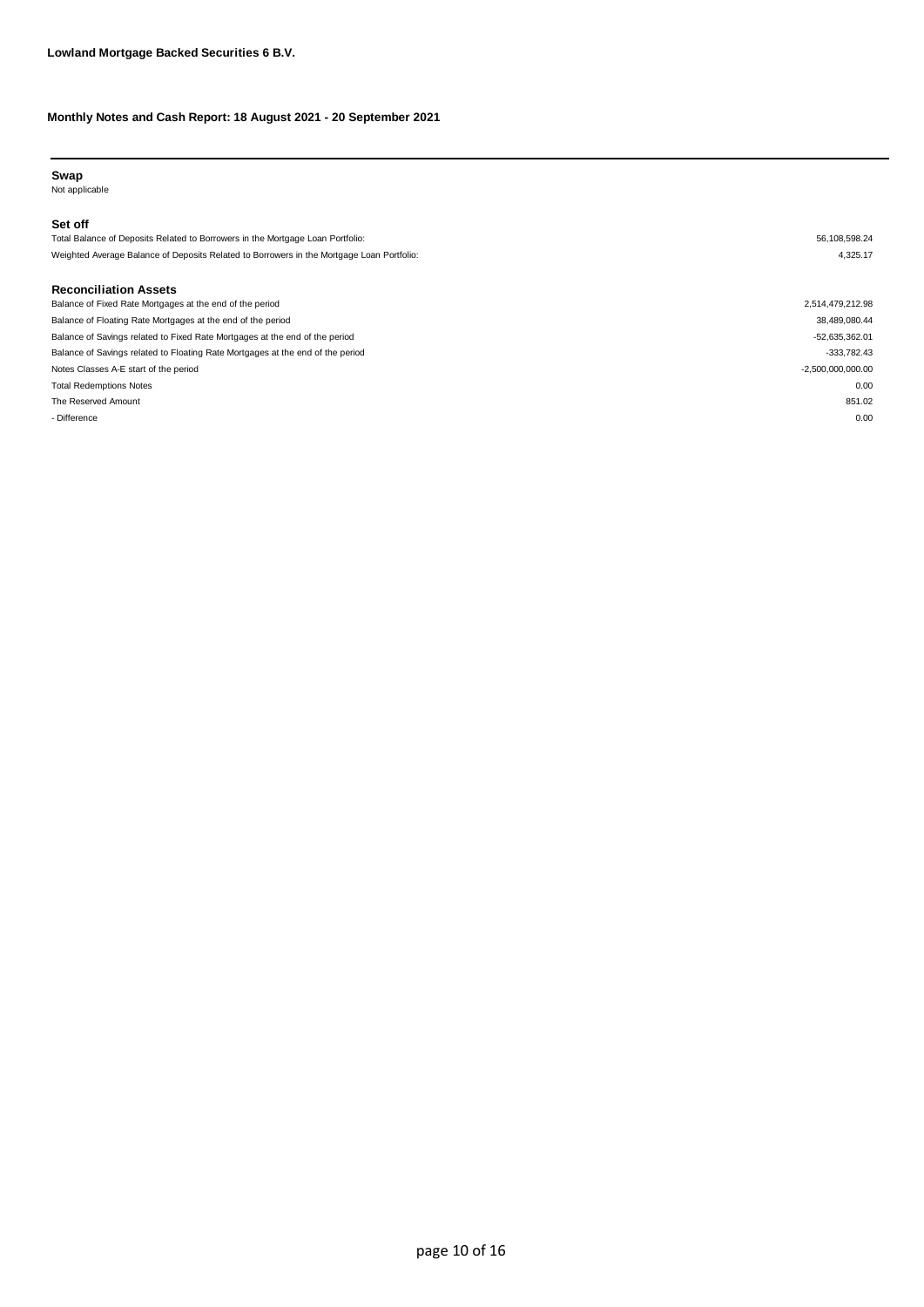**Lowland Mortgage Backed Securities 6 B.V.**

**Monthly Notes and Cash Report: 18 August 2021 - 20 September 2021**

## Swap

Not applicable

## Set off

| | |
|---|---|
| Total Balance of Deposits Related to Borrowers in the Mortgage Loan Portfolio: | 56,108,598.24 |
| Weighted Average Balance of Deposits Related to Borrowers in the Mortgage Loan Portfolio: | 4,325.17 |

## Reconciliation Assets

| | |
|---|---|
| Balance of Fixed Rate Mortgages at the end of the period | 2,514,479,212.98 |
| Balance of Floating Rate Mortgages at the end of the period | 38,489,080.44 |
| Balance of Savings related to Fixed Rate Mortgages at the end of the period | -52,635,362.01 |
| Balance of Savings related to Floating Rate Mortgages at the end of the period | -333,782.43 |
| Notes Classes A-E start of the period | -2,500,000,000.00 |
| Total Redemptions Notes | 0.00 |
| The Reserved Amount | 851.02 |
| - Difference | 0.00 |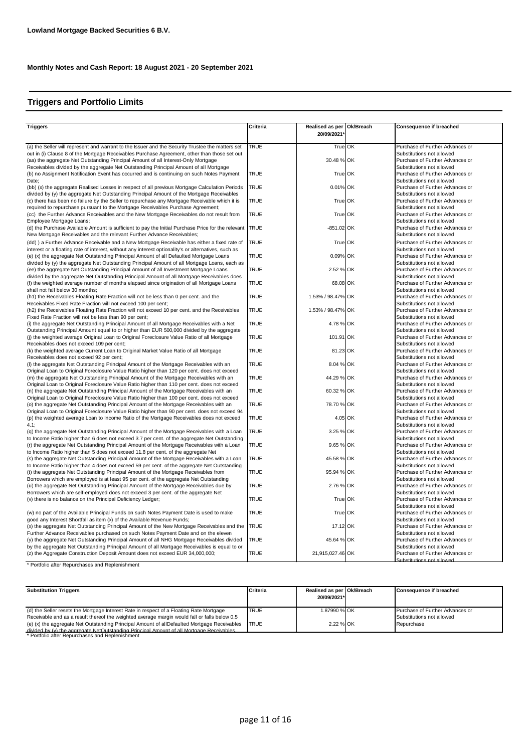**Lowland Mortgage Backed Securities 6 B.V.**

**Monthly Notes and Cash Report: 18 August 2021 - 20 September 2021**

## Triggers and Portfolio Limits

| Triggers | Criteria | Realised as per 20/09/2021* | Ok/Breach | Consequence if breached |
|---|---|---|---|---|
| (a) the Seller will represent and warrant to the Issuer and the Security Trustee the matters set out in (i) Clause 8 of the Mortgage Receivables Purchase Agreement, other than those set out | TRUE | True | OK | Purchase of Further Advances or Substitutions not allowed |
| (aa) the aggregate Net Outstanding Principal Amount of all Interest-Only Mortgage Receivables divided by the aggregate Net Outstanding Principal Amount of all Mortgage | | 30.48 % | OK | Purchase of Further Advances or Substitutions not allowed |
| (b) no Assignment Notification Event has occurred and is continuing on such Notes Payment Date; | TRUE | True | OK | Purchase of Further Advances or Substitutions not allowed |
| (bb) (x) the aggregate Realised Losses in respect of all previous Mortgage Calculation Periods divided by (y) the aggregate Net Outstanding Principal Amount of the Mortgage Receivables | TRUE | 0.01% | OK | Purchase of Further Advances or Substitutions not allowed |
| (c) there has been no failure by the Seller to repurchase any Mortgage Receivable which it is required to repurchase pursuant to the Mortgage Receivables Purchase Agreement; | TRUE | True | OK | Purchase of Further Advances or Substitutions not allowed |
| (cc) the Further Advance Receivables and the New Mortgage Receivables do not result from Employee Mortgage Loans; | TRUE | True | OK | Purchase of Further Advances or Substitutions not allowed |
| (d) the Purchase Available Amount is sufficient to pay the Initial Purchase Price for the relevant New Mortgage Receivables and the relevant Further Advance Receivables; | TRUE | -851.02 | OK | Purchase of Further Advances or Substitutions not allowed |
| (dd) ) a Further Advance Receivable and a New Mortgage Receivable has either a fixed rate of interest or a floating rate of interest, without any interest optionality's or alternatives, such as | TRUE | True | OK | Purchase of Further Advances or Substitutions not allowed |
| (e) (x) the aggregate Net Outstanding Principal Amount of all Defaulted Mortgage Loans divided by (y) the aggregate Net Outstanding Principal Amount of all Mortgage Loans, each as | TRUE | 0.09% | OK | Purchase of Further Advances or Substitutions not allowed |
| (ee) the aggregate Net Outstanding Principal Amount of all Investment Mortgage Loans divided by the aggregate Net Outstanding Principal Amount of all Mortgage Receivables does | TRUE | 2.52 % | OK | Purchase of Further Advances or Substitutions not allowed |
| (f) the weighted average number of months elapsed since origination of all Mortgage Loans shall not fall below 30 months; | TRUE | 68.08 | OK | Purchase of Further Advances or Substitutions not allowed |
| (h1) the Receivables Floating Rate Fraction will not be less than 0 per cent. and the Receivables Fixed Rate Fraction will not exceed 100 per cent; | TRUE | 1.53% / 98.47% | OK | Purchase of Further Advances or Substitutions not allowed |
| (h2) the Receivables Floating Rate Fraction will not exceed 10 per cent. and the Receivables Fixed Rate Fraction will not be less than 90 per cent; | TRUE | 1.53% / 98.47% | OK | Purchase of Further Advances or Substitutions not allowed |
| (i) the aggregate Net Outstanding Principal Amount of all Mortgage Receivables with a Net Outstanding Principal Amount equal to or higher than EUR 500,000 divided by the aggregate | TRUE | 4.78 % | OK | Purchase of Further Advances or Substitutions not allowed |
| (j) the weighted average Original Loan to Original Foreclosure Value Ratio of all Mortgage Receivables does not exceed 109 per cent; | TRUE | 101.91 | OK | Purchase of Further Advances or Substitutions not allowed |
| (k) the weighted average Current Loan to Original Market Value Ratio of all Mortgage Receivables does not exceed 92 per cent; | TRUE | 81.23 | OK | Purchase of Further Advances or Substitutions not allowed |
| (l) the aggregate Net Outstanding Principal Amount of the Mortgage Receivables with an Original Loan to Original Foreclosure Value Ratio higher than 120 per cent. does not exceed | TRUE | 8.04 % | OK | Purchase of Further Advances or Substitutions not allowed |
| (m) the aggregate Net Outstanding Principal Amount of the Mortgage Receivables with an Original Loan to Original Foreclosure Value Ratio higher than 110 per cent. does not exceed | TRUE | 44.29 % | OK | Purchase of Further Advances or Substitutions not allowed |
| (n) the aggregate Net Outstanding Principal Amount of the Mortgage Receivables with an Original Loan to Original Foreclosure Value Ratio higher than 100 per cent. does not exceed | TRUE | 60.32 % | OK | Purchase of Further Advances or Substitutions not allowed |
| (o) the aggregate Net Outstanding Principal Amount of the Mortgage Receivables with an Original Loan to Original Foreclosure Value Ratio higher than 90 per cent. does not exceed 94 | TRUE | 78.70 % | OK | Purchase of Further Advances or Substitutions not allowed |
| (p) the weighted average Loan to Income Ratio of the Mortgage Receivables does not exceed 4.1; | TRUE | 4.05 | OK | Purchase of Further Advances or Substitutions not allowed |
| (q) the aggregate Net Outstanding Principal Amount of the Mortgage Receivables with a Loan to Income Ratio higher than 6 does not exceed 3.7 per cent. of the aggregate Net Outstanding | TRUE | 3.25 % | OK | Purchase of Further Advances or Substitutions not allowed |
| (r) the aggregate Net Outstanding Principal Amount of the Mortgage Receivables with a Loan to Income Ratio higher than 5 does not exceed 11.8 per cent. of the aggregate Net | TRUE | 9.65 % | OK | Purchase of Further Advances or Substitutions not allowed |
| (s) the aggregate Net Outstanding Principal Amount of the Mortgage Receivables with a Loan to Income Ratio higher than 4 does not exceed 59 per cent. of the aggregate Net Outstanding | TRUE | 45.58 % | OK | Purchase of Further Advances or Substitutions not allowed |
| (t) the aggregate Net Outstanding Principal Amount of the Mortgage Receivables from Borrowers which are employed is at least 95 per cent. of the aggregate Net Outstanding | TRUE | 95.94 % | OK | Purchase of Further Advances or Substitutions not allowed |
| (u) the aggregate Net Outstanding Principal Amount of the Mortgage Receivables due by Borrowers which are self-employed does not exceed 3 per cent. of the aggregate Net | TRUE | 2.76 % | OK | Purchase of Further Advances or Substitutions not allowed |
| (v) there is no balance on the Principal Deficiency Ledger; | TRUE | True | OK | Purchase of Further Advances or Substitutions not allowed |
| (w) no part of the Available Principal Funds on such Notes Payment Date is used to make good any Interest Shortfall as item (x) of the Available Revenue Funds; | TRUE | True | OK | Purchase of Further Advances or Substitutions not allowed |
| (x) the aggregate Net Outstanding Principal Amount of the New Mortgage Receivables and the Further Advance Receivables purchased on such Notes Payment Date and on the eleven | TRUE | 17.12 | OK | Purchase of Further Advances or Substitutions not allowed |
| (y) the aggregate Net Outstanding Principal Amount of all NHG Mortgage Receivables divided by the aggregate Net Outstanding Principal Amount of all Mortgage Receivables is equal to or | TRUE | 45.64 % | OK | Purchase of Further Advances or Substitutions not allowed |
| (z) the Aggregate Construction Deposit Amount does not exceed EUR 34,000,000; | TRUE | 21,915,027.46 | OK | Purchase of Further Advances or Substitutions not allowed |

\* Portfolio after Repurchases and Replenishment

| Substitution Triggers | Criteria | Realised as per 20/09/2021* | Ok/Breach | Consequence if breached |
|---|---|---|---|---|
| (d) the Seller resets the Mortgage Interest Rate in respect of a Floating Rate Mortgage Receivable and as a result thereof the weighted average margin would fall or falls below 0.5 | TRUE | 1.87990 % | OK | Purchase of Further Advances or Substitutions not allowed |
| (e) (x) the aggregate Net Outstanding Principal Amount of allDefaulted Mortgage Receivables divided by (y) the aggregate NetOutstanding Principal Amount of all Mortgage Receivables | TRUE | 2.22 % | OK | Repurchase |

\* Portfolio after Repurchases and Replenishment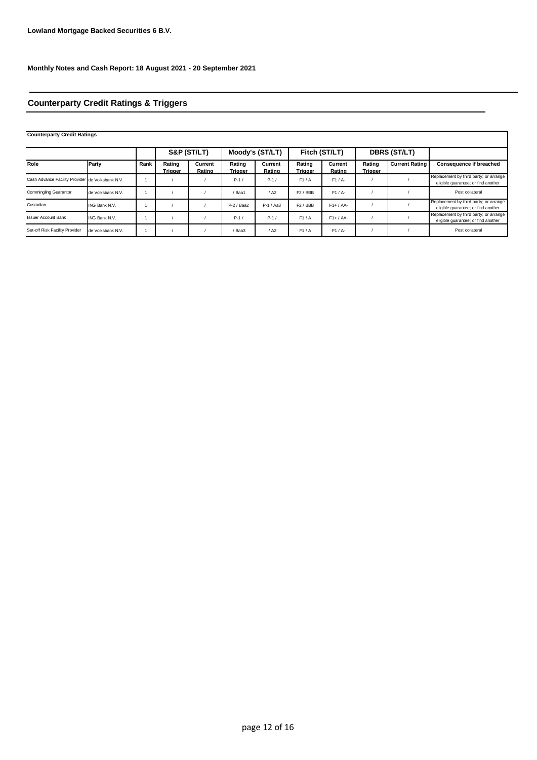**Lowland Mortgage Backed Securities 6 B.V.**

**Monthly Notes and Cash Report: 18 August 2021 - 20 September 2021**

## Counterparty Credit Ratings & Triggers

**Counterparty Credit Ratings**

| | | | S&P (ST/LT) | | Moody's (ST/LT) | | Fitch (ST/LT) | | DBRS (ST/LT) | | |
|---|---|---|---|---|---|---|---|---|---|---|---|
| **Role** | **Party** | **Rank** | **Rating Trigger** | **Current Rating** | **Rating Trigger** | **Current Rating** | **Rating Trigger** | **Current Rating** | **Rating Trigger** | **Current Rating** | **Consequence if breached** |
| Cash Advance Facility Provider | de Volksbank N.V. | 1 | / | / | P-1 / | P-1 / | F1 / A | F1 / A- | / | / | Replacement by third party; or arrange eligible guarantee; or find another |
| Commingling Guarantor | de Volksbank N.V. | 1 | / | / | / Baa1 | / A2 | F2 / BBB | F1 / A- | / | / | Post collateral |
| Custodian | ING Bank N.V. | 1 | / | / | P-2 / Baa2 | P-1 / Aa3 | F2 / BBB | F1+ / AA- | / | / | Replacement by third party; or arrange eligible guarantee; or find another |
| Issuer Account Bank | ING Bank N.V. | 1 | / | / | P-1 / | P-1 / | F1 / A | F1+ / AA- | / | / | Replacement by third party; or arrange eligible guarantee; or find another |
| Set-off Risk Facility Provider | de Volksbank N.V. | 1 | / | / | / Baa3 | / A2 | F1 / A | F1 / A- | / | / | Post collateral |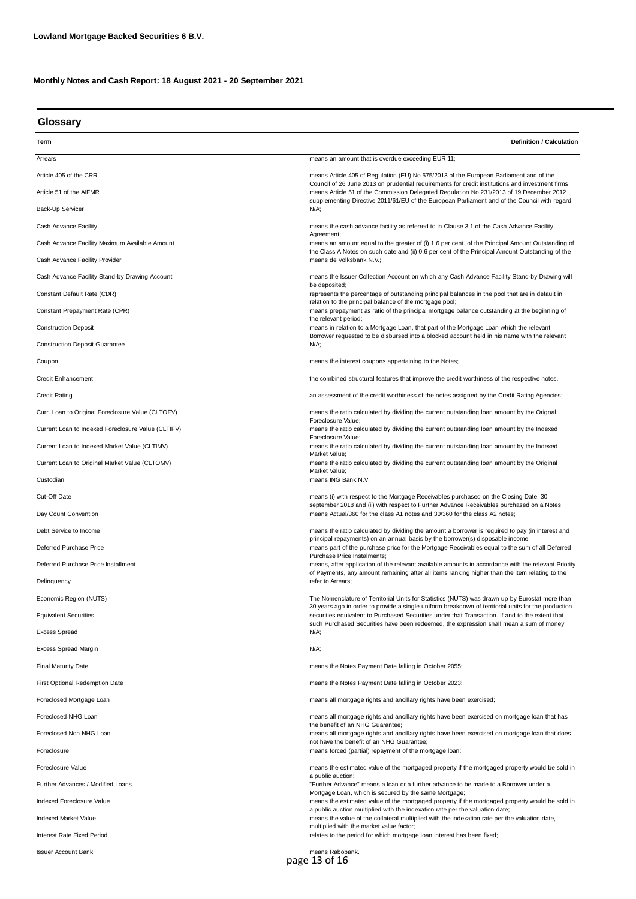**Lowland Mortgage Backed Securities 6 B.V.**

**Monthly Notes and Cash Report: 18 August 2021 - 20 September 2021**

## Glossary

| Term | Definition / Calculation |
|---|---|
| Arrears | means an amount that is overdue exceeding EUR 11; |
| Article 405 of the CRR | means Article 405 of Regulation (EU) No 575/2013 of the European Parliament and of the Council of 26 June 2013 on prudential requirements for credit institutions and investment firms |
| Article 51 of the AIFMR | means Article 51 of the Commission Delegated Regulation No 231/2013 of 19 December 2012 supplementing Directive 2011/61/EU of the European Parliament and of the Council with regard |
| Back-Up Servicer | N/A; |
| Cash Advance Facility | means the cash advance facility as referred to in Clause 3.1 of the Cash Advance Facility Agreement; |
| Cash Advance Facility Maximum Available Amount | means an amount equal to the greater of (i) 1.6 per cent. of the Principal Amount Outstanding of the Class A Notes on such date and (ii) 0.6 per cent of the Principal Amount Outstanding of the |
| Cash Advance Facility Provider | means de Volksbank N.V.; |
| Cash Advance Facility Stand-by Drawing Account | means the Issuer Collection Account on which any Cash Advance Facility Stand-by Drawing will be deposited; |
| Constant Default Rate (CDR) | represents the percentage of outstanding principal balances in the pool that are in default in relation to the principal balance of the mortgage pool; |
| Constant Prepayment Rate (CPR) | means prepayment as ratio of the principal mortgage balance outstanding at the beginning of the relevant period; |
| Construction Deposit | means in relation to a Mortgage Loan, that part of the Mortgage Loan which the relevant Borrower requested to be disbursed into a blocked account held in his name with the relevant |
| Construction Deposit Guarantee | N/A; |
| Coupon | means the interest coupons appertaining to the Notes; |
| Credit Enhancement | the combined structural features that improve the credit worthiness of the respective notes. |
| Credit Rating | an assessment of the credit worthiness of the notes assigned by the Credit Rating Agencies; |
| Curr. Loan to Original Foreclosure Value (CLTOFV) | means the ratio calculated by dividing the current outstanding loan amount by the Orignal Foreclosure Value; |
| Current Loan to Indexed Foreclosure Value (CLTIFV) | means the ratio calculated by dividing the current outstanding loan amount by the Indexed Foreclosure Value; |
| Current Loan to Indexed Market Value (CLTIMV) | means the ratio calculated by dividing the current outstanding loan amount by the Indexed Market Value; |
| Current Loan to Original Market Value (CLTOMV) | means the ratio calculated by dividing the current outstanding loan amount by the Original Market Value; |
| Custodian | means ING Bank N.V. |
| Cut-Off Date | means (i) with respect to the Mortgage Receivables purchased on the Closing Date, 30 september 2018 and (ii) with respect to Further Advance Receivables purchased on a Notes |
| Day Count Convention | means Actual/360 for the class A1 notes and 30/360 for the class A2 notes; |
| Debt Service to Income | means the ratio calculated by dividing the amount a borrower is required to pay (in interest and principal repayments) on an annual basis by the borrower(s) disposable income; |
| Deferred Purchase Price | means part of the purchase price for the Mortgage Receivables equal to the sum of all Deferred Purchase Price Instalments; |
| Deferred Purchase Price Installment | means, after application of the relevant available amounts in accordance with the relevant Priority of Payments, any amount remaining after all items ranking higher than the item relating to the |
| Delinquency | refer to Arrears; |
| Economic Region (NUTS) | The Nomenclature of Territorial Units for Statistics (NUTS) was drawn up by Eurostat more than 30 years ago in order to provide a single uniform breakdown of territorial units for the production |
| Equivalent Securities | securities equivalent to Purchased Securities under that Transaction. If and to the extent that such Purchased Securities have been redeemed, the expression shall mean a sum of money |
| Excess Spread | N/A; |
| Excess Spread Margin | N/A; |
| Final Maturity Date | means the Notes Payment Date falling in October 2055; |
| First Optional Redemption Date | means the Notes Payment Date falling in October 2023; |
| Foreclosed Mortgage Loan | means all mortgage rights and ancillary rights have been exercised; |
| Foreclosed NHG Loan | means all mortgage rights and ancillary rights have been exercised on mortgage loan that has the benefit of an NHG Guarantee; |
| Foreclosed Non NHG Loan | means all mortgage rights and ancillary rights have been exercised on mortgage loan that does not have the benefit of an NHG Guarantee; |
| Foreclosure | means forced (partial) repayment of the mortgage loan; |
| Foreclosure Value | means the estimated value of the mortgaged property if the mortgaged property would be sold in a public auction; |
| Further Advances / Modified Loans | "Further Advance" means a loan or a further advance to be made to a Borrower under a Mortgage Loan, which is secured by the same Mortgage; |
| Indexed Foreclosure Value | means the estimated value of the mortgaged property if the mortgaged property would be sold in a public auction multiplied with the indexation rate per the valuation date; |
| Indexed Market Value | means the value of the collateral multiplied with the indexation rate per the valuation date, multiplied with the market value factor; |
| Interest Rate Fixed Period | relates to the period for which mortgage loan interest has been fixed; |
| Issuer Account Bank | means Rabobank. |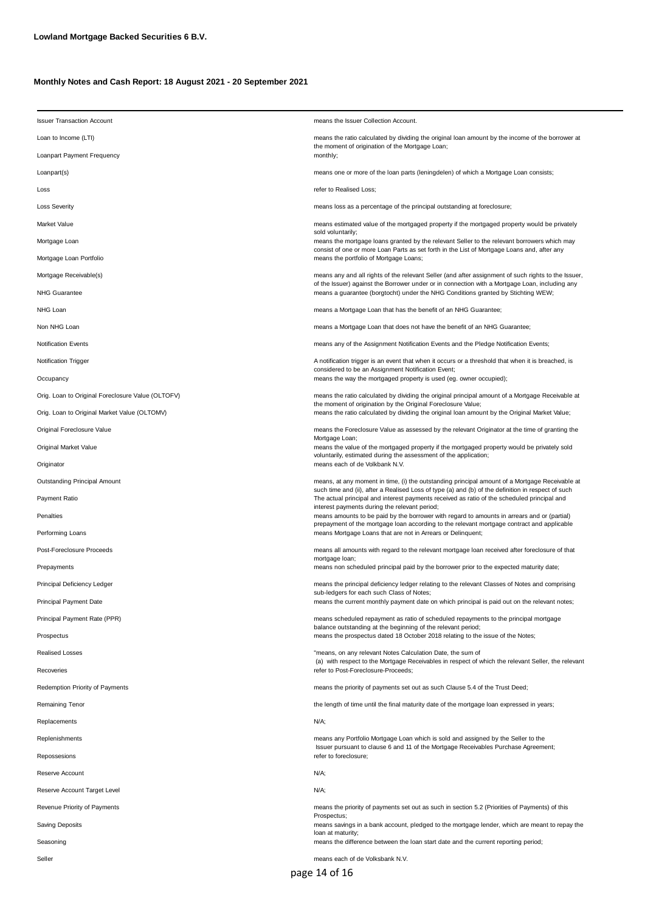**Lowland Mortgage Backed Securities 6 B.V.**

**Monthly Notes and Cash Report: 18 August 2021 - 20 September 2021**

| | |
|---|---|
| Issuer Transaction Account | means the Issuer Collection Account. |
| Loan to Income (LTI) | means the ratio calculated by dividing the original loan amount by the income of the borrower at the moment of origination of the Mortgage Loan; |
| Loanpart Payment Frequency | monthly; |
| Loanpart(s) | means one or more of the loan parts (leningdelen) of which a Mortgage Loan consists; |
| Loss | refer to Realised Loss; |
| Loss Severity | means loss as a percentage of the principal outstanding at foreclosure; |
| Market Value | means estimated value of the mortgaged property if the mortgaged property would be privately sold voluntarily; |
| Mortgage Loan | means the mortgage loans granted by the relevant Seller to the relevant borrowers which may consist of one or more Loan Parts as set forth in the List of Mortgage Loans and, after any |
| Mortgage Loan Portfolio | means the portfolio of Mortgage Loans; |
| Mortgage Receivable(s) | means any and all rights of the relevant Seller (and after assignment of such rights to the Issuer, of the Issuer) against the Borrower under or in connection with a Mortgage Loan, including any |
| NHG Guarantee | means a guarantee (borgtocht) under the NHG Conditions granted by Stichting WEW; |
| NHG Loan | means a Mortgage Loan that has the benefit of an NHG Guarantee; |
| Non NHG Loan | means a Mortgage Loan that does not have the benefit of an NHG Guarantee; |
| Notification Events | means any of the Assignment Notification Events and the Pledge Notification Events; |
| Notification Trigger | A notification trigger is an event that when it occurs or a threshold that when it is breached, is considered to be an Assignment Notification Event; |
| Occupancy | means the way the mortgaged property is used (eg. owner occupied); |
| Orig. Loan to Original Foreclosure Value (OLTOFV) | means the ratio calculated by dividing the original principal amount of a Mortgage Receivable at the moment of origination by the Original Foreclosure Value; |
| Orig. Loan to Original Market Value (OLTOMV) | means the ratio calculated by dividing the original loan amount by the Original Market Value; |
| Original Foreclosure Value | means the Foreclosure Value as assessed by the relevant Originator at the time of granting the Mortgage Loan; |
| Original Market Value | means the value of the mortgaged property if the mortgaged property would be privately sold voluntarily, estimated during the assessment of the application; |
| Originator | means each of de Volkbank N.V. |
| Outstanding Principal Amount | means, at any moment in time, (i) the outstanding principal amount of a Mortgage Receivable at such time and (ii), after a Realised Loss of type (a) and (b) of the definition in respect of such |
| Payment Ratio | The actual principal and interest payments received as ratio of the scheduled principal and interest payments during the relevant period; |
| Penalties | means amounts to be paid by the borrower with regard to amounts in arrears and or (partial) prepayment of the mortgage loan according to the relevant mortgage contract and applicable |
| Performing Loans | means Mortgage Loans that are not in Arrears or Delinquent; |
| Post-Foreclosure Proceeds | means all amounts with regard to the relevant mortgage loan received after foreclosure of that mortgage loan; |
| Prepayments | means non scheduled principal paid by the borrower prior to the expected maturity date; |
| Principal Deficiency Ledger | means the principal deficiency ledger relating to the relevant Classes of Notes and comprising sub-ledgers for each such Class of Notes; |
| Principal Payment Date | means the current monthly payment date on which principal is paid out on the relevant notes; |
| Principal Payment Rate (PPR) | means scheduled repayment as ratio of scheduled repayments to the principal mortgage balance outstanding at the beginning of the relevant period; |
| Prospectus | means the prospectus dated 18 October 2018 relating to the issue of the Notes; |
| Realised Losses | "means, on any relevant Notes Calculation Date, the sum of (a) with respect to the Mortgage Receivables in respect of which the relevant Seller, the relevant |
| Recoveries | refer to Post-Foreclosure-Proceeds; |
| Redemption Priority of Payments | means the priority of payments set out as such Clause 5.4 of the Trust Deed; |
| Remaining Tenor | the length of time until the final maturity date of the mortgage loan expressed in years; |
| Replacements | N/A; |
| Replenishments | means any Portfolio Mortgage Loan which is sold and assigned by the Seller to the Issuer pursuant to clause 6 and 11 of the Mortgage Receivables Purchase Agreement; |
| Repossesions | refer to foreclosure; |
| Reserve Account | N/A; |
| Reserve Account Target Level | N/A; |
| Revenue Priority of Payments | means the priority of payments set out as such in section 5.2 (Priorities of Payments) of this Prospectus; |
| Saving Deposits | means savings in a bank account, pledged to the mortgage lender, which are meant to repay the loan at maturity; |
| Seasoning | means the difference between the loan start date and the current reporting period; |
| Seller | means each of de Volksbank N.V. |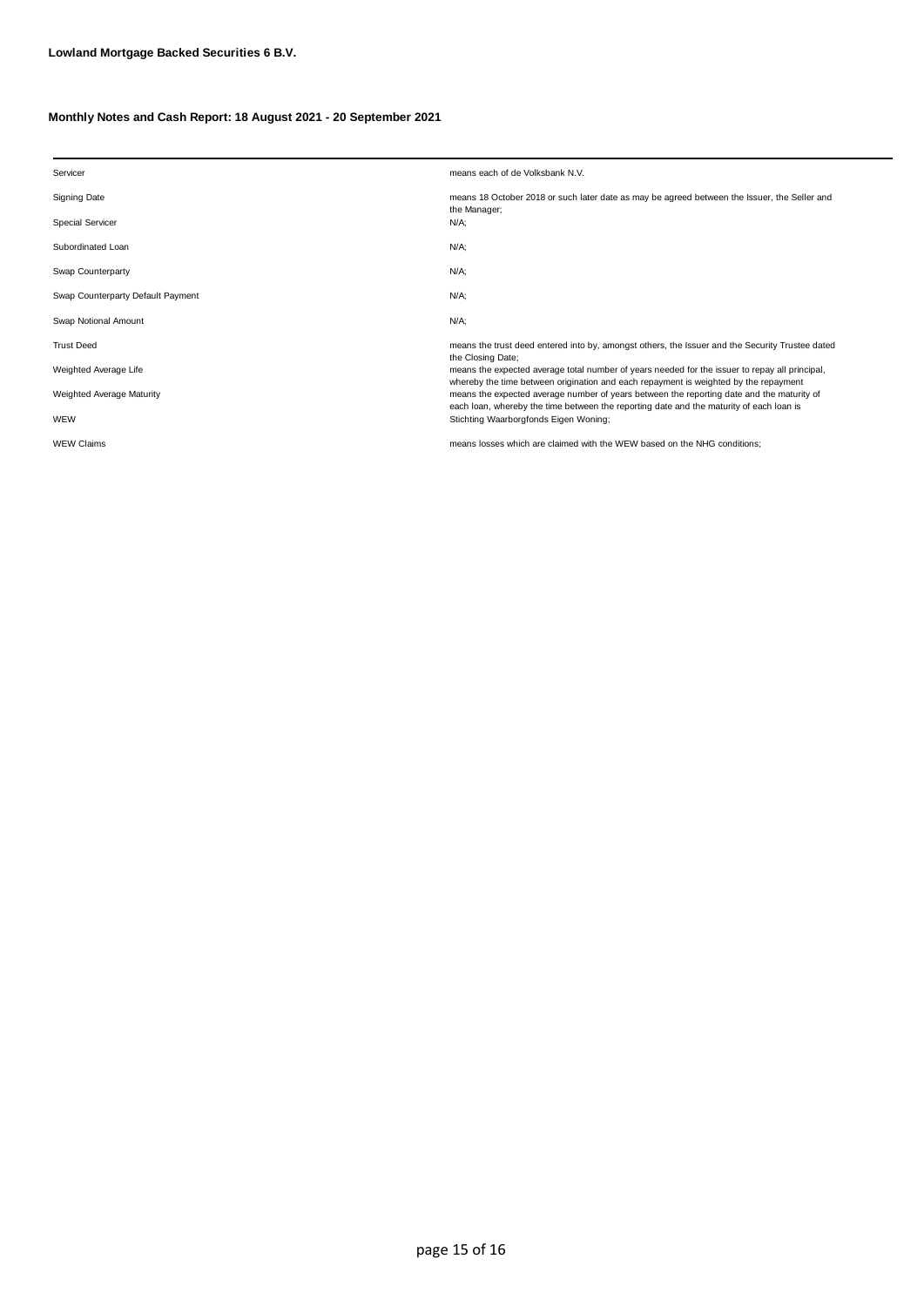**Lowland Mortgage Backed Securities 6 B.V.**

**Monthly Notes and Cash Report: 18 August 2021 - 20 September 2021**

| | |
|---|---|
| Servicer | means each of de Volksbank N.V. |
| Signing Date | means 18 October 2018 or such later date as may be agreed between the Issuer, the Seller and the Manager; |
| Special Servicer | N/A; |
| Subordinated Loan | N/A; |
| Swap Counterparty | N/A; |
| Swap Counterparty Default Payment | N/A; |
| Swap Notional Amount | N/A; |
| Trust Deed | means the trust deed entered into by, amongst others, the Issuer and the Security Trustee dated the Closing Date; |
| Weighted Average Life | means the expected average total number of years needed for the issuer to repay all principal, whereby the time between origination and each repayment is weighted by the repayment |
| Weighted Average Maturity | means the expected average number of years between the reporting date and the maturity of each loan, whereby the time between the reporting date and the maturity of each loan is |
| WEW | Stichting Waarborgfonds Eigen Woning; |
| WEW Claims | means losses which are claimed with the WEW based on the NHG conditions; |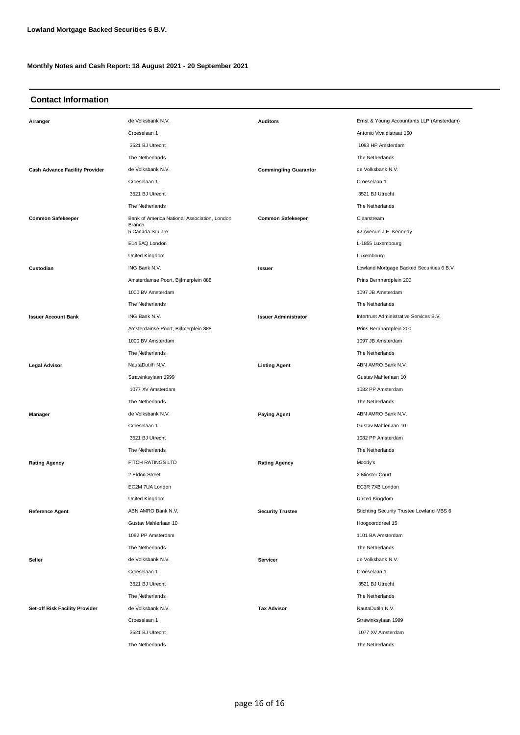**Lowland Mortgage Backed Securities 6 B.V.**

**Monthly Notes and Cash Report: 18 August 2021 - 20 September 2021**

## Contact Information

| | | | |
|---|---|---|---|
| **Arranger** | de Volksbank N.V. | **Auditors** | Ernst & Young Accountants LLP (Amsterdam) |
| | Croeselaan 1 | | Antonio Vivaldistraat 150 |
| | 3521 BJ Utrecht | | 1083 HP Amsterdam |
| | The Netherlands | | The Netherlands |
| **Cash Advance Facility Provider** | de Volksbank N.V. | **Commingling Guarantor** | de Volksbank N.V. |
| | Croeselaan 1 | | Croeselaan 1 |
| | 3521 BJ Utrecht | | 3521 BJ Utrecht |
| | The Netherlands | | The Netherlands |
| **Common Safekeeper** | Bank of America National Association, London Branch | **Common Safekeeper** | Clearstream |
| | 5 Canada Square | | 42 Avenue J.F. Kennedy |
| | E14 5AQ London | | L-1855 Luxembourg |
| | United Kingdom | | Luxembourg |
| **Custodian** | ING Bank N.V. | **Issuer** | Lowland Mortgage Backed Securities 6 B.V. |
| | Amsterdamse Poort, Bijlmerplein 888 | | Prins Bernhardplein 200 |
| | 1000 BV Amsterdam | | 1097 JB Amsterdam |
| | The Netherlands | | The Netherlands |
| **Issuer Account Bank** | ING Bank N.V. | **Issuer Administrator** | Intertrust Administrative Services B.V. |
| | Amsterdamse Poort, Bijlmerplein 888 | | Prins Bernhardplein 200 |
| | 1000 BV Amsterdam | | 1097 JB Amsterdam |
| | The Netherlands | | The Netherlands |
| **Legal Advisor** | NautaDutilh N.V. | **Listing Agent** | ABN AMRO Bank N.V. |
| | Strawinksylaan 1999 | | Gustav Mahlerlaan 10 |
| | 1077 XV Amsterdam | | 1082 PP Amsterdam |
| | The Netherlands | | The Netherlands |
| **Manager** | de Volksbank N.V. | **Paying Agent** | ABN AMRO Bank N.V. |
| | Croeselaan 1 | | Gustav Mahlerlaan 10 |
| | 3521 BJ Utrecht | | 1082 PP Amsterdam |
| | The Netherlands | | The Netherlands |
| **Rating Agency** | FITCH RATINGS LTD | **Rating Agency** | Moody's |
| | 2 Eldon Street | | 2 Minster Court |
| | EC2M 7UA London | | EC3R 7XB London |
| | United Kingdom | | United Kingdom |
| **Reference Agent** | ABN AMRO Bank N.V. | **Security Trustee** | Stichting Security Trustee Lowland MBS 6 |
| | Gustav Mahlerlaan 10 | | Hoogoorddreef 15 |
| | 1082 PP Amsterdam | | 1101 BA Amsterdam |
| | The Netherlands | | The Netherlands |
| **Seller** | de Volksbank N.V. | **Servicer** | de Volksbank N.V. |
| | Croeselaan 1 | | Croeselaan 1 |
| | 3521 BJ Utrecht | | 3521 BJ Utrecht |
| | The Netherlands | | The Netherlands |
| **Set-off Risk Facility Provider** | de Volksbank N.V. | **Tax Advisor** | NautaDutilh N.V. |
| | Croeselaan 1 | | Strawinksylaan 1999 |
| | 3521 BJ Utrecht | | 1077 XV Amsterdam |
| | The Netherlands | | The Netherlands |